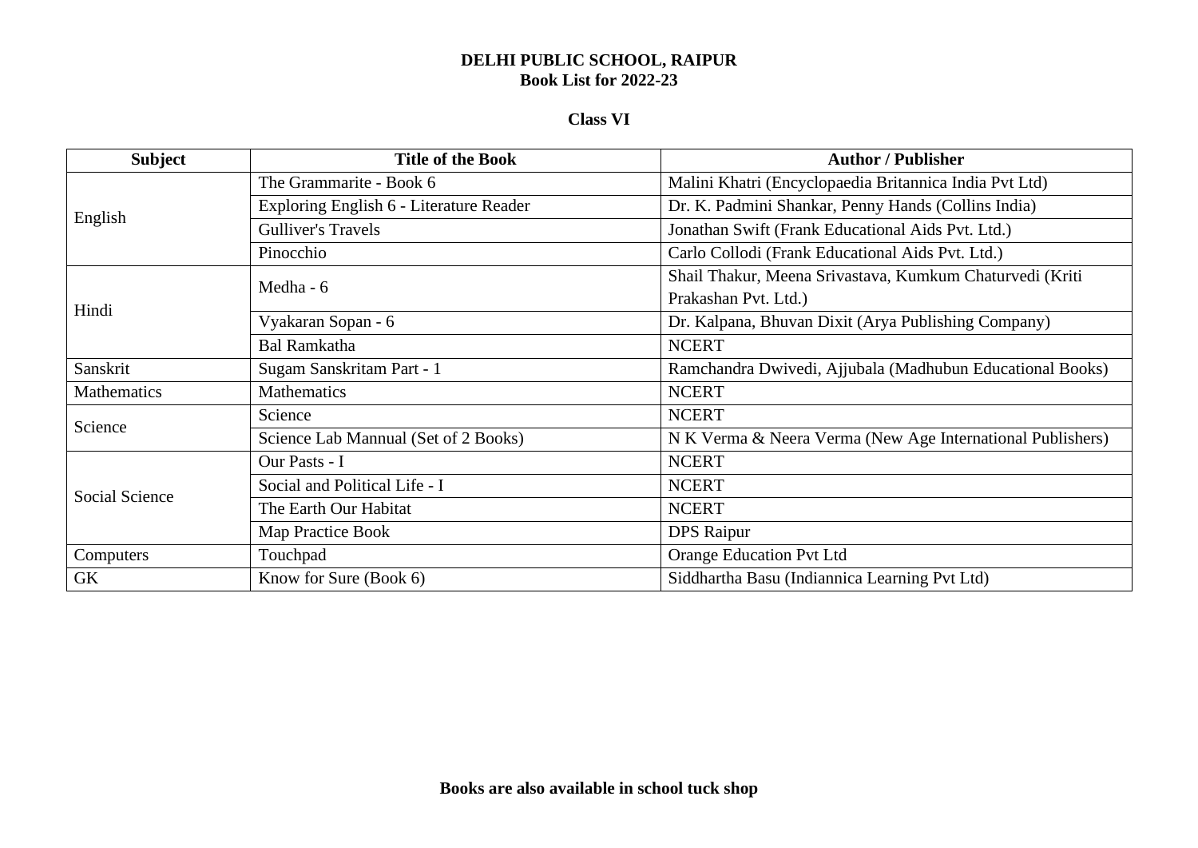# DELHI PUBLIC SCHOOL, RAIPUR

## Book List for 2022-23

### Class VI

| Subject | Title of the Book | Author / Publisher |
|---|---|---|
| English | The Grammarite - Book 6 | Malini Khatri (Encyclopaedia Britannica India Pvt Ltd) |
| | Exploring English 6 - Literature Reader | Dr. K. Padmini Shankar, Penny Hands (Collins India) |
| | Gulliver's Travels | Jonathan Swift (Frank Educational Aids Pvt. Ltd.) |
| | Pinocchio | Carlo Collodi (Frank Educational Aids Pvt. Ltd.) |
| Hindi | Medha - 6 | Shail Thakur, Meena Srivastava, Kumkum Chaturvedi (Kriti Prakashan Pvt. Ltd.) |
| | Vyakaran Sopan - 6 | Dr. Kalpana, Bhuvan Dixit (Arya Publishing Company) |
| | Bal Ramkatha | NCERT |
| Sanskrit | Sugam Sanskritam Part - 1 | Ramchandra Dwivedi, Ajjubala (Madhubun Educational Books) |
| Mathematics | Mathematics | NCERT |
| Science | Science | NCERT |
| | Science Lab Mannual (Set of 2 Books) | N K Verma & Neera Verma (New Age International Publishers) |
| Social Science | Our Pasts - I | NCERT |
| | Social and Political Life - I | NCERT |
| | The Earth Our Habitat | NCERT |
| | Map Practice Book | DPS Raipur |
| Computers | Touchpad | Orange Education Pvt Ltd |
| GK | Know for Sure (Book 6) | Siddhartha Basu (Indiannica Learning Pvt Ltd) |

**Books are also available in school tuck shop**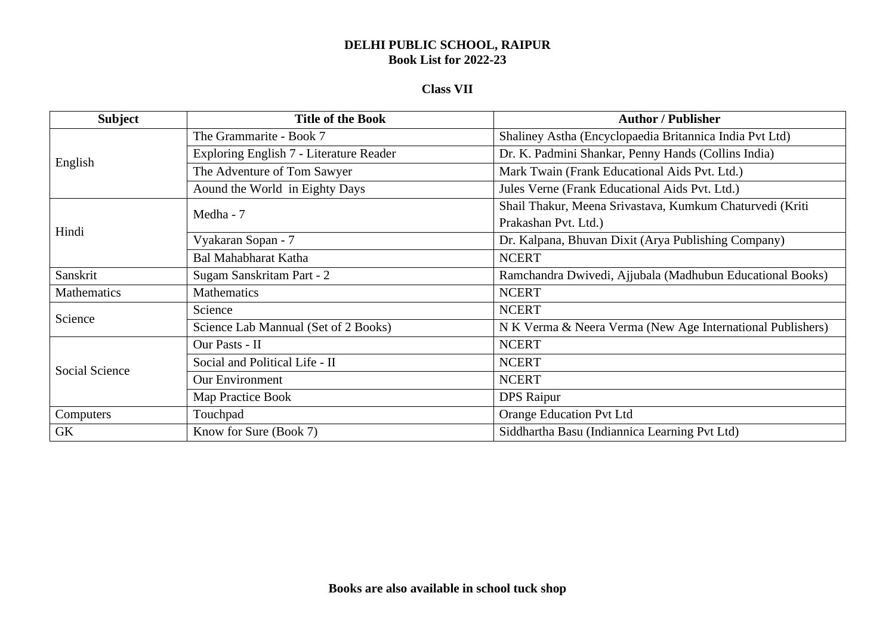# DELHI PUBLIC SCHOOL, RAIPUR
## Book List for 2022-23

### Class VII

| Subject | Title of the Book | Author / Publisher |
|---|---|---|
| English | The Grammarite - Book 7 | Shaliney Astha (Encyclopaedia Britannica India Pvt Ltd) |
| | Exploring English 7 - Literature Reader | Dr. K. Padmini Shankar, Penny Hands (Collins India) |
| | The Adventure of Tom Sawyer | Mark Twain (Frank Educational Aids Pvt. Ltd.) |
| | Aound the World in Eighty Days | Jules Verne (Frank Educational Aids Pvt. Ltd.) |
| Hindi | Medha - 7 | Shail Thakur, Meena Srivastava, Kumkum Chaturvedi (Kriti Prakashan Pvt. Ltd.) |
| | Vyakaran Sopan - 7 | Dr. Kalpana, Bhuvan Dixit (Arya Publishing Company) |
| | Bal Mahabharat Katha | NCERT |
| Sanskrit | Sugam Sanskritam Part - 2 | Ramchandra Dwivedi, Ajjubala (Madhubun Educational Books) |
| Mathematics | Mathematics | NCERT |
| Science | Science | NCERT |
| | Science Lab Mannual (Set of 2 Books) | N K Verma & Neera Verma (New Age International Publishers) |
| Social Science | Our Pasts - II | NCERT |
| | Social and Political Life - II | NCERT |
| | Our Environment | NCERT |
| | Map Practice Book | DPS Raipur |
| Computers | Touchpad | Orange Education Pvt Ltd |
| GK | Know for Sure (Book 7) | Siddhartha Basu (Indiannica Learning Pvt Ltd) |

**Books are also available in school tuck shop**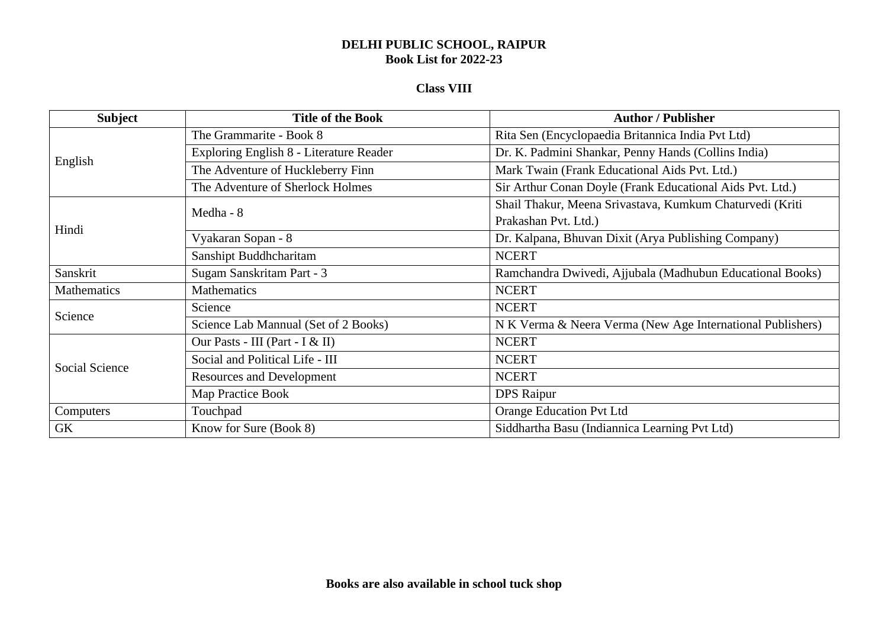# DELHI PUBLIC SCHOOL, RAIPUR
## Book List for 2022-23

### Class VIII

| Subject | Title of the Book | Author / Publisher |
|---|---|---|
| English | The Grammarite - Book 8 | Rita Sen (Encyclopaedia Britannica India Pvt Ltd) |
| | Exploring English 8 - Literature Reader | Dr. K. Padmini Shankar, Penny Hands (Collins India) |
| | The Adventure of Huckleberry Finn | Mark Twain (Frank Educational Aids Pvt. Ltd.) |
| | The Adventure of Sherlock Holmes | Sir Arthur Conan Doyle (Frank Educational Aids Pvt. Ltd.) |
| Hindi | Medha - 8 | Shail Thakur, Meena Srivastava, Kumkum Chaturvedi (Kriti Prakashan Pvt. Ltd.) |
| | Vyakaran Sopan - 8 | Dr. Kalpana, Bhuvan Dixit (Arya Publishing Company) |
| | Sanshipt Buddhcharitam | NCERT |
| Sanskrit | Sugam Sanskritam Part - 3 | Ramchandra Dwivedi, Ajjubala (Madhubun Educational Books) |
| Mathematics | Mathematics | NCERT |
| Science | Science | NCERT |
| | Science Lab Mannual (Set of 2 Books) | N K Verma & Neera Verma (New Age International Publishers) |
| Social Science | Our Pasts - III (Part - I & II) | NCERT |
| | Social and Political Life - III | NCERT |
| | Resources and Development | NCERT |
| | Map Practice Book | DPS Raipur |
| Computers | Touchpad | Orange Education Pvt Ltd |
| GK | Know for Sure (Book 8) | Siddhartha Basu (Indiannica Learning Pvt Ltd) |

**Books are also available in school tuck shop**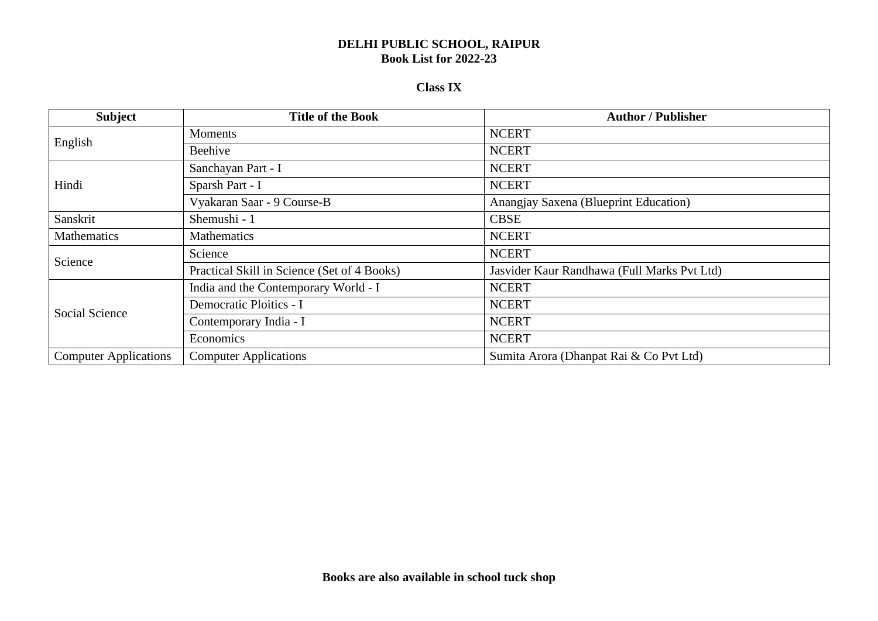**DELHI PUBLIC SCHOOL, RAIPUR**
**Book List for 2022-23**

**Class IX**

| Subject | Title of the Book | Author / Publisher |
|---|---|---|
| English | Moments | NCERT |
| | Beehive | NCERT |
| Hindi | Sanchayan Part - I | NCERT |
| | Sparsh Part - I | NCERT |
| | Vyakaran Saar - 9 Course-B | Anangjay Saxena (Blueprint Education) |
| Sanskrit | Shemushi - 1 | CBSE |
| Mathematics | Mathematics | NCERT |
| Science | Science | NCERT |
| | Practical Skill in Science (Set of 4 Books) | Jasvider Kaur Randhawa (Full Marks Pvt Ltd) |
| Social Science | India and the Contemporary World - I | NCERT |
| | Democratic Ploitics - I | NCERT |
| | Contemporary India - I | NCERT |
| | Economics | NCERT |
| Computer Applications | Computer Applications | Sumita Arora (Dhanpat Rai & Co Pvt Ltd) |

**Books are also available in school tuck shop**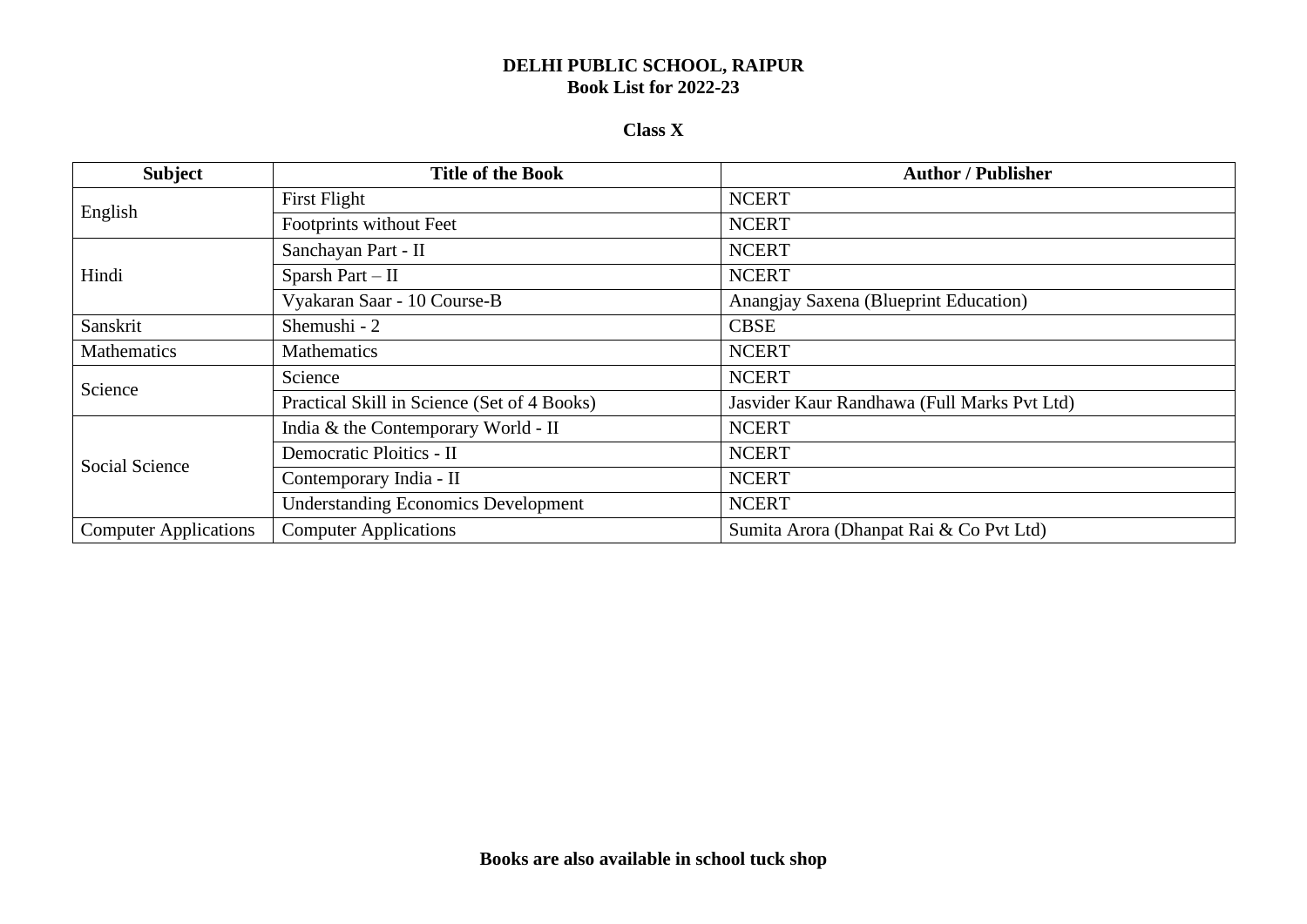**DELHI PUBLIC SCHOOL, RAIPUR**
**Book List for 2022-23**

**Class X**

| Subject | Title of the Book | Author / Publisher |
|---|---|---|
| English | First Flight | NCERT |
| | Footprints without Feet | NCERT |
| Hindi | Sanchayan Part - II | NCERT |
| | Sparsh Part – II | NCERT |
| | Vyakaran Saar - 10 Course-B | Anangjay Saxena (Blueprint Education) |
| Sanskrit | Shemushi - 2 | CBSE |
| Mathematics | Mathematics | NCERT |
| Science | Science | NCERT |
| | Practical Skill in Science (Set of 4 Books) | Jasvider Kaur Randhawa (Full Marks Pvt Ltd) |
| Social Science | India & the Contemporary World - II | NCERT |
| | Democratic Ploitics - II | NCERT |
| | Contemporary India - II | NCERT |
| | Understanding Economics Development | NCERT |
| Computer Applications | Computer Applications | Sumita Arora (Dhanpat Rai & Co Pvt Ltd) |

**Books are also available in school tuck shop**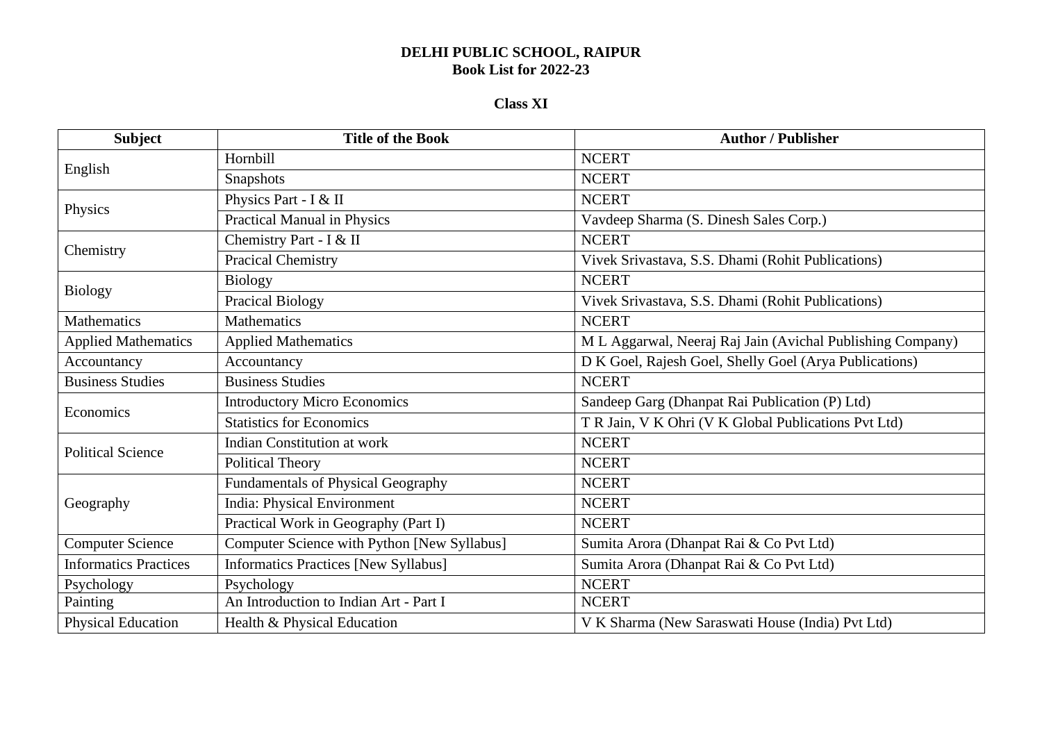**DELHI PUBLIC SCHOOL, RAIPUR**
**Book List for 2022-23**

**Class XI**

| Subject | Title of the Book | Author / Publisher |
|---|---|---|
| English | Hornbill | NCERT |
| | Snapshots | NCERT |
| Physics | Physics Part - I & II | NCERT |
| | Practical Manual in Physics | Vavdeep Sharma (S. Dinesh Sales Corp.) |
| Chemistry | Chemistry Part - I & II | NCERT |
| | Pracical Chemistry | Vivek Srivastava, S.S. Dhami (Rohit Publications) |
| Biology | Biology | NCERT |
| | Pracical Biology | Vivek Srivastava, S.S. Dhami (Rohit Publications) |
| Mathematics | Mathematics | NCERT |
| Applied Mathematics | Applied Mathematics | M L Aggarwal, Neeraj Raj Jain (Avichal Publishing Company) |
| Accountancy | Accountancy | D K Goel, Rajesh Goel, Shelly Goel (Arya Publications) |
| Business Studies | Business Studies | NCERT |
| Economics | Introductory Micro Economics | Sandeep Garg (Dhanpat Rai Publication (P) Ltd) |
| | Statistics for Economics | T R Jain, V K Ohri (V K Global Publications Pvt Ltd) |
| Political Science | Indian Constitution at work | NCERT |
| | Political Theory | NCERT |
| Geography | Fundamentals of Physical Geography | NCERT |
| | India: Physical Environment | NCERT |
| | Practical Work in Geography (Part I) | NCERT |
| Computer Science | Computer Science with Python [New Syllabus] | Sumita Arora (Dhanpat Rai & Co Pvt Ltd) |
| Informatics Practices | Informatics Practices [New Syllabus] | Sumita Arora (Dhanpat Rai & Co Pvt Ltd) |
| Psychology | Psychology | NCERT |
| Painting | An Introduction to Indian Art - Part I | NCERT |
| Physical Education | Health & Physical Education | V K Sharma (New Saraswati House (India) Pvt Ltd) |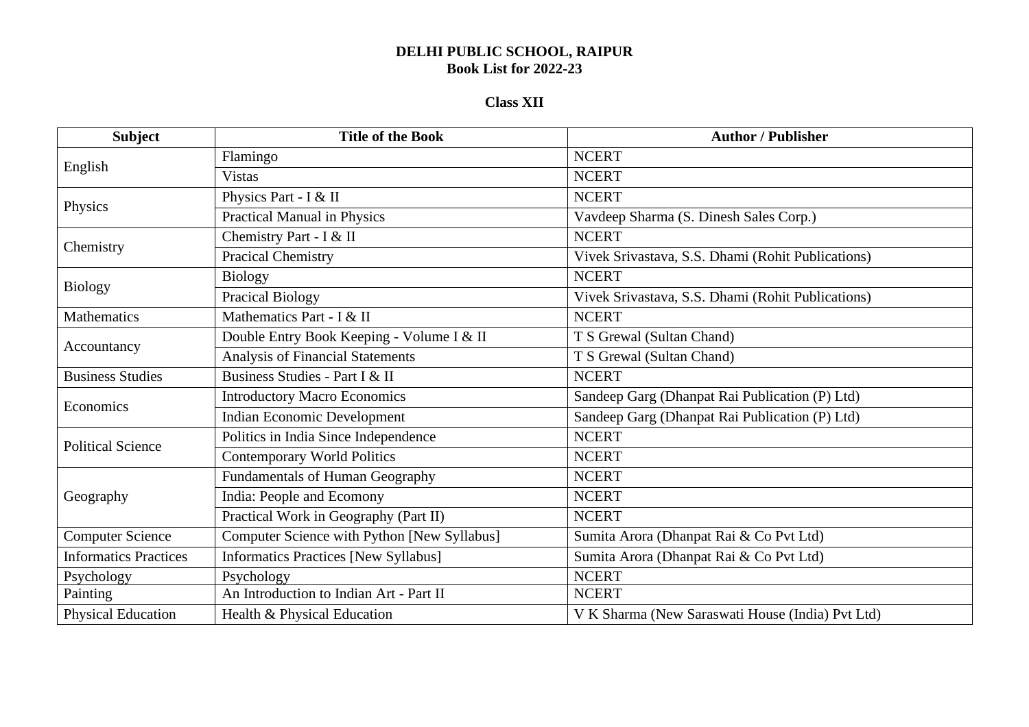**DELHI PUBLIC SCHOOL, RAIPUR**
**Book List for 2022-23**

**Class XII**

| Subject | Title of the Book | Author / Publisher |
|---|---|---|
| English | Flamingo | NCERT |
| | Vistas | NCERT |
| Physics | Physics Part - I & II | NCERT |
| | Practical Manual in Physics | Vavdeep Sharma (S. Dinesh Sales Corp.) |
| Chemistry | Chemistry Part - I & II | NCERT |
| | Pracical Chemistry | Vivek Srivastava, S.S. Dhami (Rohit Publications) |
| Biology | Biology | NCERT |
| | Pracical Biology | Vivek Srivastava, S.S. Dhami (Rohit Publications) |
| Mathematics | Mathematics Part - I & II | NCERT |
| Accountancy | Double Entry Book Keeping - Volume I & II | T S Grewal (Sultan Chand) |
| | Analysis of Financial Statements | T S Grewal (Sultan Chand) |
| Business Studies | Business Studies - Part I & II | NCERT |
| Economics | Introductory Macro Economics | Sandeep Garg (Dhanpat Rai Publication (P) Ltd) |
| | Indian Economic Development | Sandeep Garg (Dhanpat Rai Publication (P) Ltd) |
| Political Science | Politics in India Since Independence | NCERT |
| | Contemporary World Politics | NCERT |
| Geography | Fundamentals of Human Geography | NCERT |
| | India: People and Ecomony | NCERT |
| | Practical Work in Geography (Part II) | NCERT |
| Computer Science | Computer Science with Python [New Syllabus] | Sumita Arora (Dhanpat Rai & Co Pvt Ltd) |
| Informatics Practices | Informatics Practices [New Syllabus] | Sumita Arora (Dhanpat Rai & Co Pvt Ltd) |
| Psychology | Psychology | NCERT |
| Painting | An Introduction to Indian Art - Part II | NCERT |
| Physical Education | Health & Physical Education | V K Sharma (New Saraswati House (India) Pvt Ltd) |